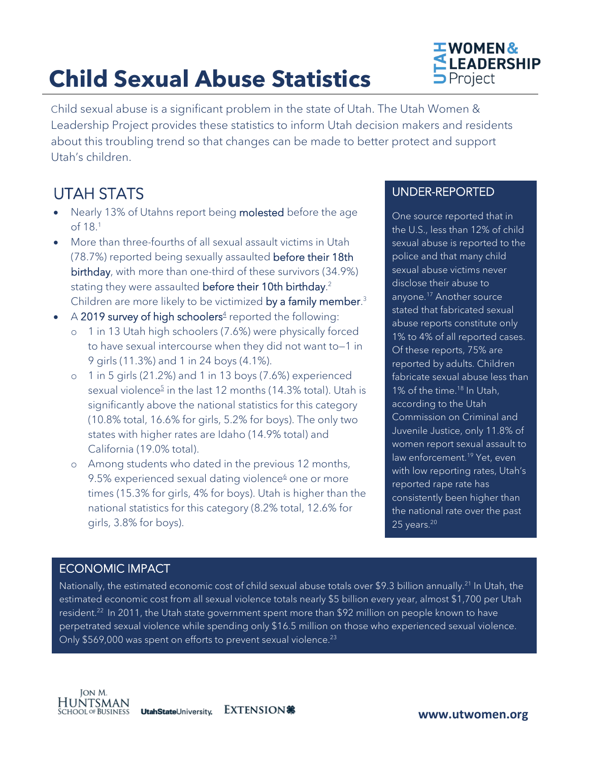# Child Sexual Abuse Statistics

Child sexual abuse is a significant problem in the state of Utah. The Utah Women & Leadership Project provides these statistics to inform Utah decision makers and residents about this troubling trend so that changes can be made to better protect and support Utah's children.

## UTAH STATS

- Nearly 13% of Utahns report being molested before the age of 18.[1]
- More than three-fourths of all sexual assault victims in Utah (78.7%) reported being sexually assaulted before their 18th birthday, with more than one-third of these survivors (34.9%) stating they were assaulted before their 10th birthday.[2] Children are more likely to be victimized by a family member.[3]
- A 2019 survey of high schoolers[4] reported the following:
  - 1 in 13 Utah high schoolers (7.6%) were physically forced to have sexual intercourse when they did not want to—1 in 9 girls (11.3%) and 1 in 24 boys (4.1%).
  - 1 in 5 girls (21.2%) and 1 in 13 boys (7.6%) experienced sexual violence[5] in the last 12 months (14.3% total). Utah is significantly above the national statistics for this category (10.8% total, 16.6% for girls, 5.2% for boys). The only two states with higher rates are Idaho (14.9% total) and California (19.0% total).
  - Among students who dated in the previous 12 months, 9.5% experienced sexual dating violence[6] one or more times (15.3% for girls, 4% for boys). Utah is higher than the national statistics for this category (8.2% total, 12.6% for girls, 3.8% for boys).

## UNDER-REPORTED

One source reported that in the U.S., less than 12% of child sexual abuse is reported to the police and that many child sexual abuse victims never disclose their abuse to anyone.[17] Another source stated that fabricated sexual abuse reports constitute only 1% to 4% of all reported cases. Of these reports, 75% are reported by adults. Children fabricate sexual abuse less than 1% of the time.[18] In Utah, according to the Utah Commission on Criminal and Juvenile Justice, only 11.8% of women report sexual assault to law enforcement.[19] Yet, even with low reporting rates, Utah's reported rape rate has consistently been higher than the national rate over the past 25 years.[20]

## ECONOMIC IMPACT

Nationally, the estimated economic cost of child sexual abuse totals over $9.3 billion annually.[21] In Utah, the estimated economic cost from all sexual violence totals nearly $5 billion every year, almost $1,700 per Utah resident.[22] In 2011, the Utah state government spent more than $92 million on people known to have perpetrated sexual violence while spending only $16.5 million on those who experienced sexual violence. Only $569,000 was spent on efforts to prevent sexual violence.[23]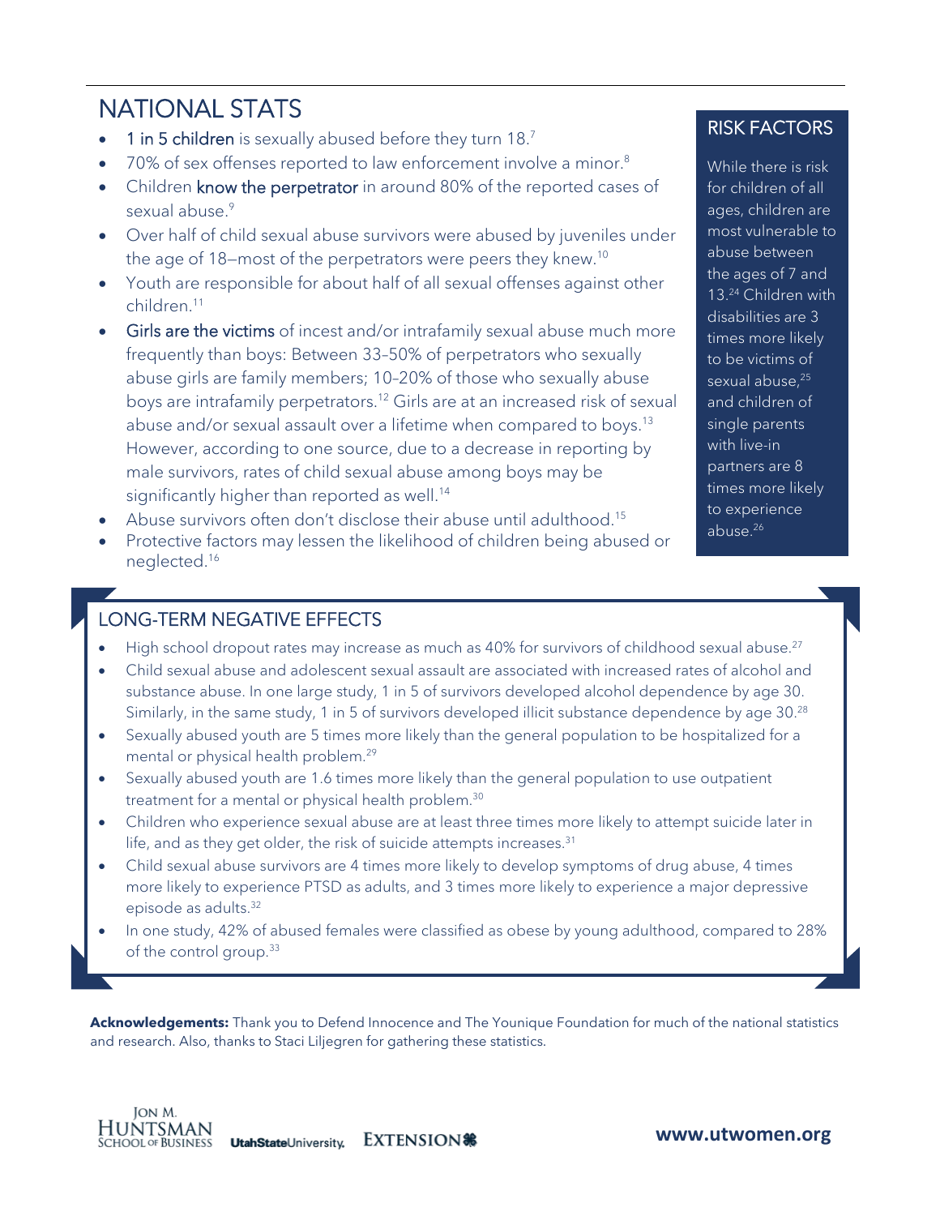## NATIONAL STATS

- **1 in 5 children** is sexually abused before they turn 18.[7]
- 70% of sex offenses reported to law enforcement involve a minor.[8]
- Children **know the perpetrator** in around 80% of the reported cases of sexual abuse.[9]
- Over half of child sexual abuse survivors were abused by juveniles under the age of 18—most of the perpetrators were peers they knew.[10]
- Youth are responsible for about half of all sexual offenses against other children.[11]
- **Girls are the victims** of incest and/or intrafamily sexual abuse much more frequently than boys: Between 33–50% of perpetrators who sexually abuse girls are family members; 10–20% of those who sexually abuse boys are intrafamily perpetrators.[12] Girls are at an increased risk of sexual abuse and/or sexual assault over a lifetime when compared to boys.[13] However, according to one source, due to a decrease in reporting by male survivors, rates of child sexual abuse among boys may be significantly higher than reported as well.[14]
- Abuse survivors often don't disclose their abuse until adulthood.[15]
- Protective factors may lessen the likelihood of children being abused or neglected.[16]

## RISK FACTORS

While there is risk for children of all ages, children are most vulnerable to abuse between the ages of 7 and 13.[24] Children with disabilities are 3 times more likely to be victims of sexual abuse,[25] and children of single parents with live-in partners are 8 times more likely to experience abuse.[26]

## LONG-TERM NEGATIVE EFFECTS

- High school dropout rates may increase as much as 40% for survivors of childhood sexual abuse.[27]
- Child sexual abuse and adolescent sexual assault are associated with increased rates of alcohol and substance abuse. In one large study, 1 in 5 of survivors developed alcohol dependence by age 30. Similarly, in the same study, 1 in 5 of survivors developed illicit substance dependence by age 30.[28]
- Sexually abused youth are 5 times more likely than the general population to be hospitalized for a mental or physical health problem.[29]
- Sexually abused youth are 1.6 times more likely than the general population to use outpatient treatment for a mental or physical health problem.[30]
- Children who experience sexual abuse are at least three times more likely to attempt suicide later in life, and as they get older, the risk of suicide attempts increases.[31]
- Child sexual abuse survivors are 4 times more likely to develop symptoms of drug abuse, 4 times more likely to experience PTSD as adults, and 3 times more likely to experience a major depressive episode as adults.[32]
- In one study, 42% of abused females were classified as obese by young adulthood, compared to 28% of the control group.[33]

**Acknowledgements:** Thank you to Defend Innocence and The Younique Foundation for much of the national statistics and research. Also, thanks to Staci Liljegren for gathering these statistics.

Jon M. Huntsman School of Business | UtahStateUniversity | EXTENSION

www.utwomen.org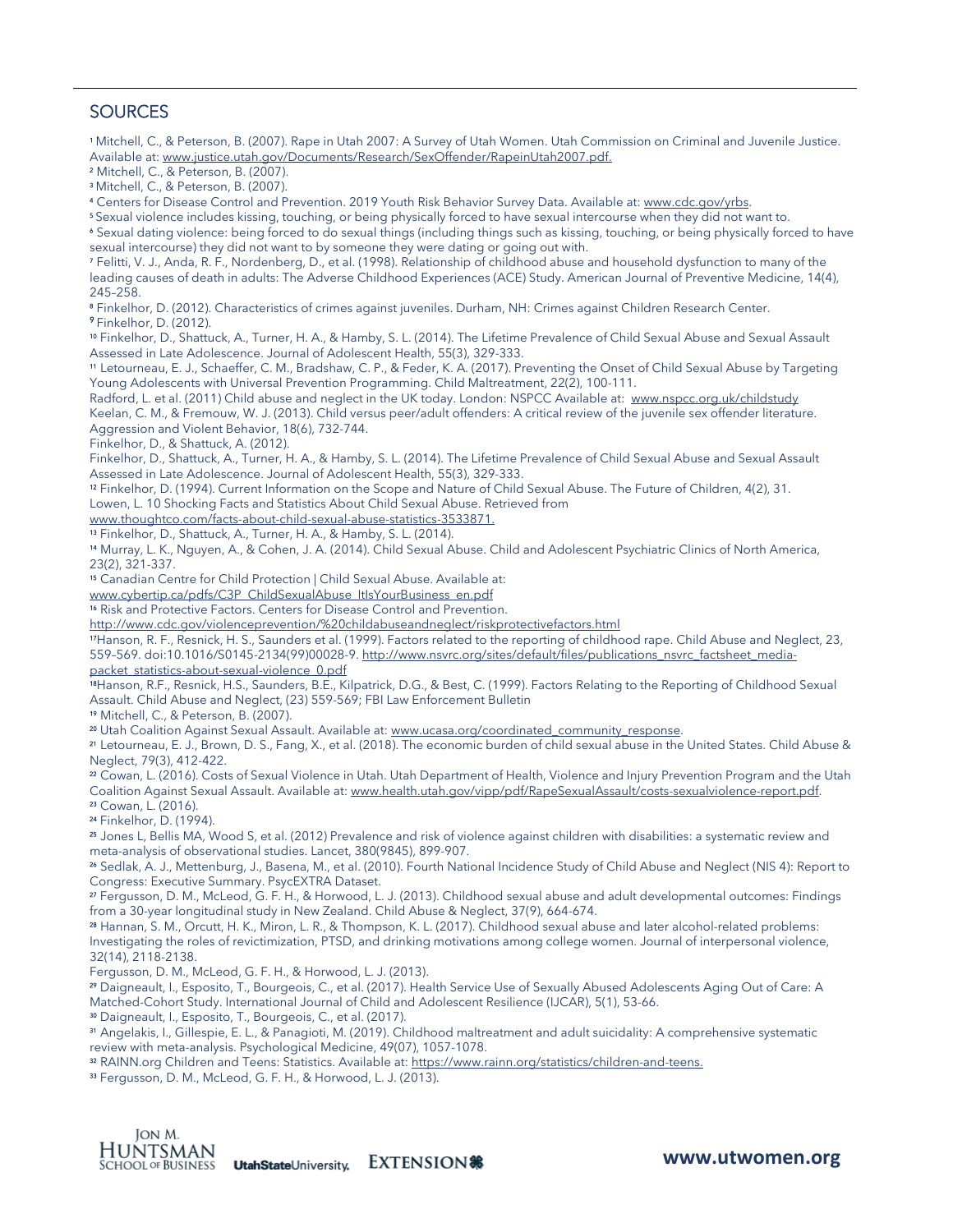## SOURCES

[1] Mitchell, C., & Peterson, B. (2007). Rape in Utah 2007: A Survey of Utah Women. Utah Commission on Criminal and Juvenile Justice. Available at: www.justice.utah.gov/Documents/Research/SexOffender/RapeinUtah2007.pdf.

[2] Mitchell, C., & Peterson, B. (2007).

[3] Mitchell, C., & Peterson, B. (2007).

[4] Centers for Disease Control and Prevention. 2019 Youth Risk Behavior Survey Data. Available at: www.cdc.gov/yrbs.

[5] Sexual violence includes kissing, touching, or being physically forced to have sexual intercourse when they did not want to.

[6] Sexual dating violence: being forced to do sexual things (including things such as kissing, touching, or being physically forced to have sexual intercourse) they did not want to by someone they were dating or going out with.

[7] Felitti, V. J., Anda, R. F., Nordenberg, D., et al. (1998). Relationship of childhood abuse and household dysfunction to many of the leading causes of death in adults: The Adverse Childhood Experiences (ACE) Study. American Journal of Preventive Medicine, 14(4), 245–258.

[8] Finkelhor, D. (2012). Characteristics of crimes against juveniles. Durham, NH: Crimes against Children Research Center.

[9] Finkelhor, D. (2012).

[10] Finkelhor, D., Shattuck, A., Turner, H. A., & Hamby, S. L. (2014). The Lifetime Prevalence of Child Sexual Abuse and Sexual Assault Assessed in Late Adolescence. Journal of Adolescent Health, 55(3), 329-333.

[11] Letourneau, E. J., Schaeffer, C. M., Bradshaw, C. P., & Feder, K. A. (2017). Preventing the Onset of Child Sexual Abuse by Targeting Young Adolescents with Universal Prevention Programming. Child Maltreatment, 22(2), 100-111.

Radford, L. et al. (2011) Child abuse and neglect in the UK today. London: NSPCC Available at: www.nspcc.org.uk/childstudy

Keelan, C. M., & Fremouw, W. J. (2013). Child versus peer/adult offenders: A critical review of the juvenile sex offender literature. Aggression and Violent Behavior, 18(6), 732-744.

Finkelhor, D., & Shattuck, A. (2012).

Finkelhor, D., Shattuck, A., Turner, H. A., & Hamby, S. L. (2014). The Lifetime Prevalence of Child Sexual Abuse and Sexual Assault Assessed in Late Adolescence. Journal of Adolescent Health, 55(3), 329-333.

[12] Finkelhor, D. (1994). Current Information on the Scope and Nature of Child Sexual Abuse. The Future of Children, 4(2), 31.

Lowen, L. 10 Shocking Facts and Statistics About Child Sexual Abuse. Retrieved from www.thoughtco.com/facts-about-child-sexual-abuse-statistics-3533871.

[13] Finkelhor, D., Shattuck, A., Turner, H. A., & Hamby, S. L. (2014).

[14] Murray, L. K., Nguyen, A., & Cohen, J. A. (2014). Child Sexual Abuse. Child and Adolescent Psychiatric Clinics of North America, 23(2), 321-337.

[15] Canadian Centre for Child Protection | Child Sexual Abuse. Available at: www.cybertip.ca/pdfs/C3P_ChildSexualAbuse_ItIsYourBusiness_en.pdf

[16] Risk and Protective Factors. Centers for Disease Control and Prevention. http://www.cdc.gov/violenceprevention/%20childabuseandneglect/riskprotectivefactors.html

[17] Hanson, R. F., Resnick, H. S., Saunders et al. (1999). Factors related to the reporting of childhood rape. Child Abuse and Neglect, 23, 559–569. doi:10.1016/S0145-2134(99)00028-9. http://www.nsvrc.org/sites/default/files/publications_nsvrc_factsheet_media-packet_statistics-about-sexual-violence_0.pdf

[18] Hanson, R.F., Resnick, H.S., Saunders, B.E., Kilpatrick, D.G., & Best, C. (1999). Factors Relating to the Reporting of Childhood Sexual Assault. Child Abuse and Neglect, (23) 559-569; FBI Law Enforcement Bulletin

[19] Mitchell, C., & Peterson, B. (2007).

[20] Utah Coalition Against Sexual Assault. Available at: www.ucasa.org/coordinated_community_response.

[21] Letourneau, E. J., Brown, D. S., Fang, X., et al. (2018). The economic burden of child sexual abuse in the United States. Child Abuse & Neglect, 79(3), 412-422.

[22] Cowan, L. (2016). Costs of Sexual Violence in Utah. Utah Department of Health, Violence and Injury Prevention Program and the Utah Coalition Against Sexual Assault. Available at: www.health.utah.gov/vipp/pdf/RapeSexualAssault/costs-sexualviolence-report.pdf.

[23] Cowan, L. (2016).

[24] Finkelhor, D. (1994).

[25] Jones L, Bellis MA, Wood S, et al. (2012) Prevalence and risk of violence against children with disabilities: a systematic review and meta-analysis of observational studies. Lancet, 380(9845), 899-907.

[26] Sedlak, A. J., Mettenburg, J., Basena, M., et al. (2010). Fourth National Incidence Study of Child Abuse and Neglect (NIS 4): Report to Congress: Executive Summary. PsycEXTRA Dataset.

[27] Fergusson, D. M., McLeod, G. F. H., & Horwood, L. J. (2013). Childhood sexual abuse and adult developmental outcomes: Findings from a 30-year longitudinal study in New Zealand. Child Abuse & Neglect, 37(9), 664-674.

[28] Hannan, S. M., Orcutt, H. K., Miron, L. R., & Thompson, K. L. (2017). Childhood sexual abuse and later alcohol-related problems: Investigating the roles of revictimization, PTSD, and drinking motivations among college women. Journal of interpersonal violence, 32(14), 2118-2138.

Fergusson, D. M., McLeod, G. F. H., & Horwood, L. J. (2013).

[29] Daigneault, I., Esposito, T., Bourgeois, C., et al. (2017). Health Service Use of Sexually Abused Adolescents Aging Out of Care: A Matched-Cohort Study. International Journal of Child and Adolescent Resilience (IJCAR), 5(1), 53-66.

[30] Daigneault, I., Esposito, T., Bourgeois, C., et al. (2017).

[31] Angelakis, I., Gillespie, E. L., & Panagioti, M. (2019). Childhood maltreatment and adult suicidality: A comprehensive systematic review with meta-analysis. Psychological Medicine, 49(07), 1057-1078.

[32] RAINN.org Children and Teens: Statistics. Available at: https://www.rainn.org/statistics/children-and-teens.

[33] Fergusson, D. M., McLeod, G. F. H., & Horwood, L. J. (2013).

Jon M. Huntsman School of Business | Utah State University | Extension

www.utwomen.org